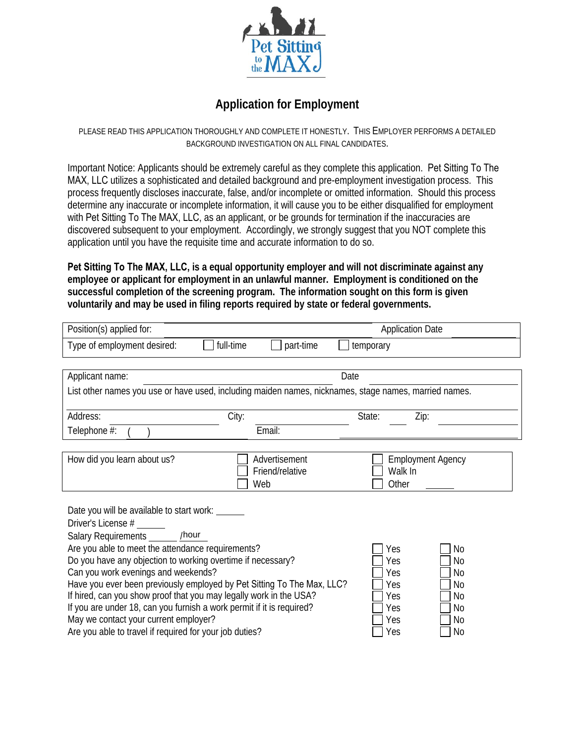Pet Sitting to the MAX

# Application for Employment

PLEASE READ THIS APPLICATION THOROUGHLY AND COMPLETE IT HONESTLY. THIS EMPLOYER PERFORMS A DETAILED BACKGROUND INVESTIGATION ON ALL FINAL CANDIDATES.

Important Notice: Applicants should be extremely careful as they complete this application. Pet Sitting To The MAX, LLC utilizes a sophisticated and detailed background and pre-employment investigation process. This process frequently discloses inaccurate, false, and/or incomplete or omitted information. Should this process determine any inaccurate or incomplete information, it will cause you to be either disqualified for employment with Pet Sitting To The MAX, LLC, as an applicant, or be grounds for termination if the inaccuracies are discovered subsequent to your employment. Accordingly, we strongly suggest that you NOT complete this application until you have the requisite time and accurate information to do so.

**Pet Sitting To The MAX, LLC, is a equal opportunity employer and will not discriminate against any employee or applicant for employment in an unlawful manner. Employment is conditioned on the successful completion of the screening program. The information sought on this form is given voluntarily and may be used in filing reports required by state or federal governments.**

Position(s) applied for: ______ Application Date ______

Type of employment desired: ☐ full-time ☐ part-time ☐ temporary

Applicant name: ______ Date ______

List other names you use or have used, including maiden names, nicknames, stage names, married names.

Address: ______ City: ______ State: ______ Zip: ______

Telephone #: ( ) ______ Email: ______

How did you learn about us? ☐ Advertisement ☐ Friend/relative ☐ Web ☐ Employment Agency ☐ Walk In ☐ Other ______

Date you will be available to start work: ______

Driver's License # ______

Salary Requirements ______ /hour

| | | |
|---|---|---|
| Are you able to meet the attendance requirements? | ☐ Yes | ☐ No |
| Do you have any objection to working overtime if necessary? | ☐ Yes | ☐ No |
| Can you work evenings and weekends? | ☐ Yes | ☐ No |
| Have you ever been previously employed by Pet Sitting To The Max, LLC? | ☐ Yes | ☐ No |
| If hired, can you show proof that you may legally work in the USA? | ☐ Yes | ☐ No |
| If you are under 18, can you furnish a work permit if it is required? | ☐ Yes | ☐ No |
| May we contact your current employer? | ☐ Yes | ☐ No |
| Are you able to travel if required for your job duties? | ☐ Yes | ☐ No |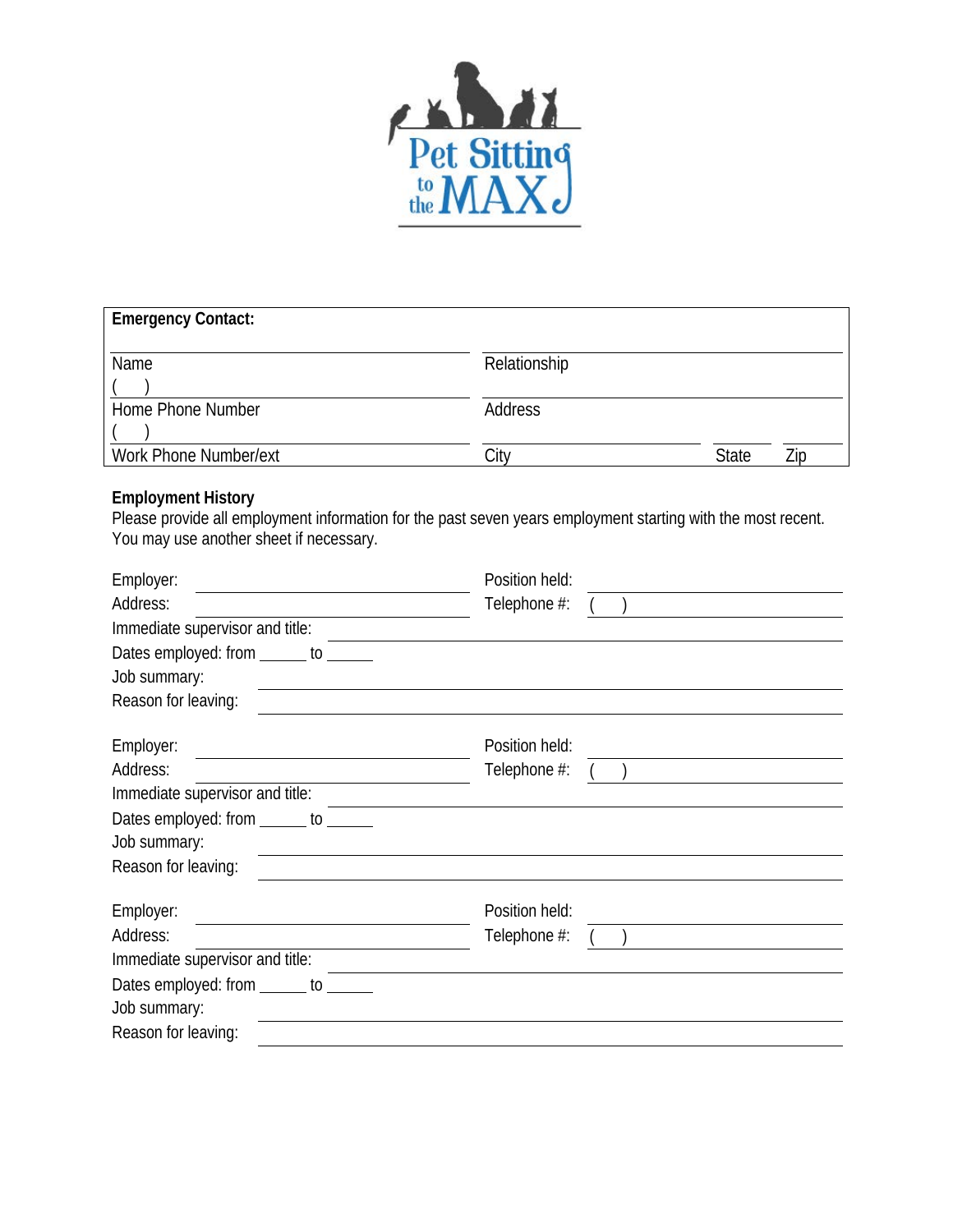**Emergency Contact:**

| | |
|---|---|
| Name | Relationship |
| ( ) Home Phone Number | Address |
| ( ) Work Phone Number/ext | City &nbsp;&nbsp;&nbsp; State &nbsp;&nbsp;&nbsp; Zip |

**Employment History**

Please provide all employment information for the past seven years employment starting with the most recent. You may use another sheet if necessary.

Employer: ____________________ Position held: ____________________

Address: ____________________ Telephone #: ( ) ____________________

Immediate supervisor and title: ____________________

Dates employed: from ______ to ______

Job summary: ____________________

Reason for leaving: ____________________

Employer: ____________________ Position held: ____________________

Address: ____________________ Telephone #: ( ) ____________________

Immediate supervisor and title: ____________________

Dates employed: from ______ to ______

Job summary: ____________________

Reason for leaving: ____________________

Employer: ____________________ Position held: ____________________

Address: ____________________ Telephone #: ( ) ____________________

Immediate supervisor and title: ____________________

Dates employed: from ______ to ______

Job summary: ____________________

Reason for leaving: ____________________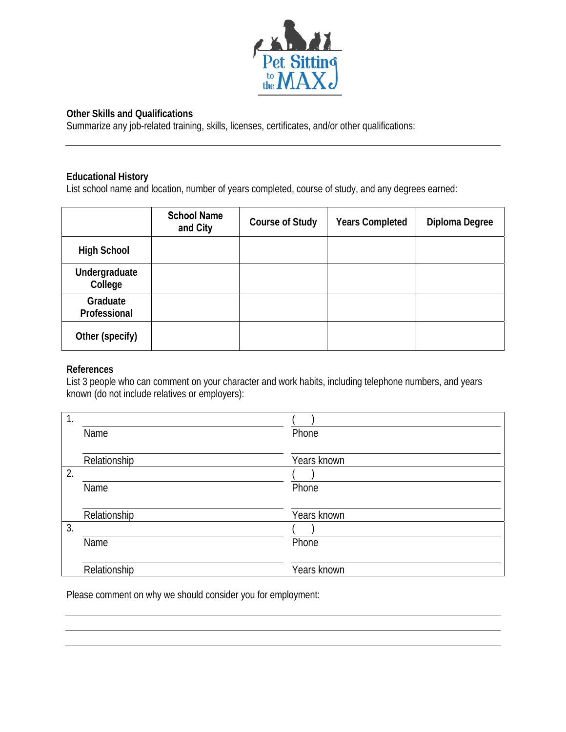Pet Sitting to the MAX

**Other Skills and Qualifications**

Summarize any job-related training, skills, licenses, certificates, and/or other qualifications:

______________________________________________________________________________

**Educational History**

List school name and location, number of years completed, course of study, and any degrees earned:

| | School Name and City | Course of Study | Years Completed | Diploma Degree |
|---|---|---|---|---|
| High School | | | | |
| Undergraduate College | | | | |
| Graduate Professional | | | | |
| Other (specify) | | | | |

**References**

List 3 people who can comment on your character and work habits, including telephone numbers, and years known (do not include relatives or employers):

| | | |
|---|---|---|
| 1. | Name | ( ) Phone |
| | Relationship | Years known |
| 2. | Name | ( ) Phone |
| | Relationship | Years known |
| 3. | Name | ( ) Phone |
| | Relationship | Years known |

Please comment on why we should consider you for employment:

______________________________________________________________________________

______________________________________________________________________________

______________________________________________________________________________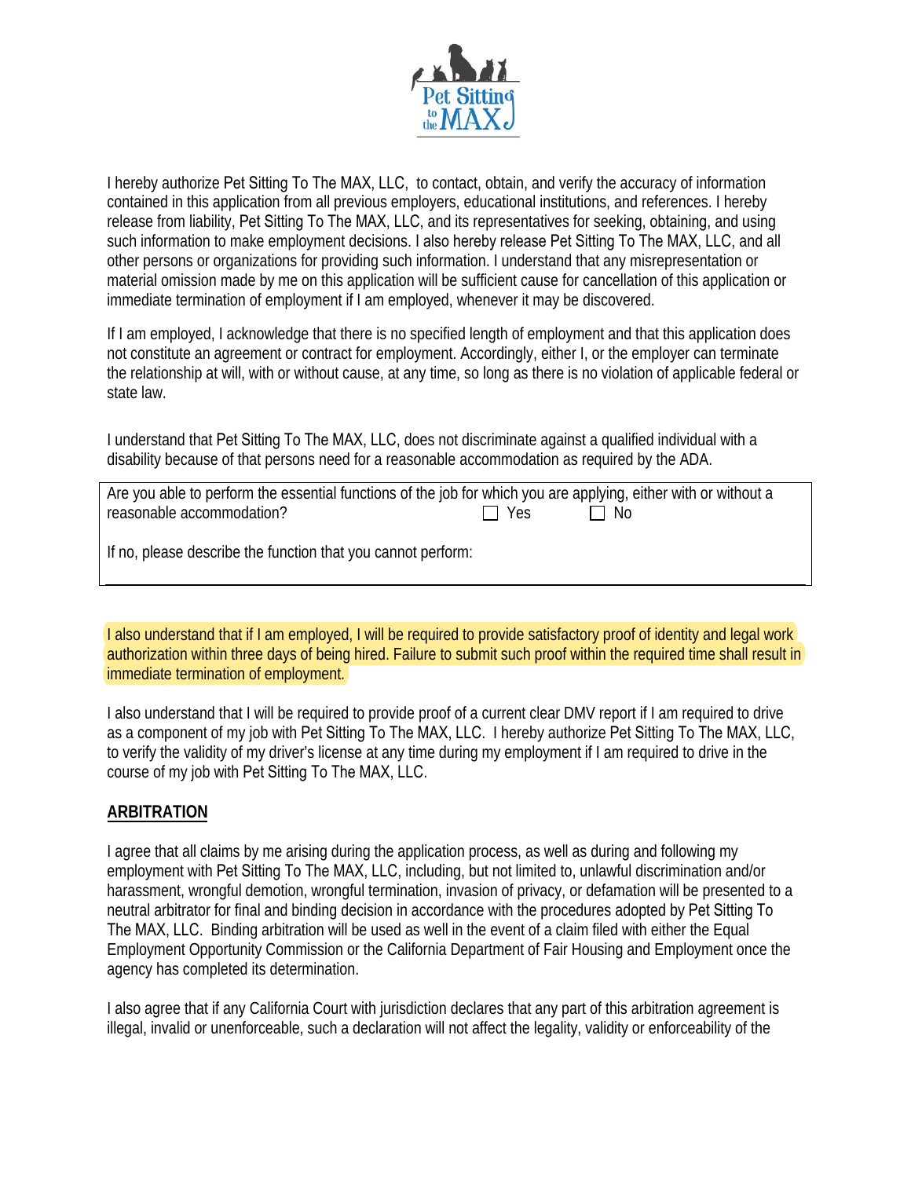I hereby authorize Pet Sitting To The MAX, LLC, to contact, obtain, and verify the accuracy of information contained in this application from all previous employers, educational institutions, and references. I hereby release from liability, Pet Sitting To The MAX, LLC, and its representatives for seeking, obtaining, and using such information to make employment decisions. I also hereby release Pet Sitting To The MAX, LLC, and all other persons or organizations for providing such information. I understand that any misrepresentation or material omission made by me on this application will be sufficient cause for cancellation of this application or immediate termination of employment if I am employed, whenever it may be discovered.

If I am employed, I acknowledge that there is no specified length of employment and that this application does not constitute an agreement or contract for employment. Accordingly, either I, or the employer can terminate the relationship at will, with or without cause, at any time, so long as there is no violation of applicable federal or state law.

I understand that Pet Sitting To The MAX, LLC, does not discriminate against a qualified individual with a disability because of that persons need for a reasonable accommodation as required by the ADA.

Are you able to perform the essential functions of the job for which you are applying, either with or without a reasonable accommodation? ☐ Yes ☐ No

If no, please describe the function that you cannot perform:

I also understand that if I am employed, I will be required to provide satisfactory proof of identity and legal work authorization within three days of being hired. Failure to submit such proof within the required time shall result in immediate termination of employment.

I also understand that I will be required to provide proof of a current clear DMV report if I am required to drive as a component of my job with Pet Sitting To The MAX, LLC. I hereby authorize Pet Sitting To The MAX, LLC, to verify the validity of my driver's license at any time during my employment if I am required to drive in the course of my job with Pet Sitting To The MAX, LLC.

## ARBITRATION

I agree that all claims by me arising during the application process, as well as during and following my employment with Pet Sitting To The MAX, LLC, including, but not limited to, unlawful discrimination and/or harassment, wrongful demotion, wrongful termination, invasion of privacy, or defamation will be presented to a neutral arbitrator for final and binding decision in accordance with the procedures adopted by Pet Sitting To The MAX, LLC. Binding arbitration will be used as well in the event of a claim filed with either the Equal Employment Opportunity Commission or the California Department of Fair Housing and Employment once the agency has completed its determination.

I also agree that if any California Court with jurisdiction declares that any part of this arbitration agreement is illegal, invalid or unenforceable, such a declaration will not affect the legality, validity or enforceability of the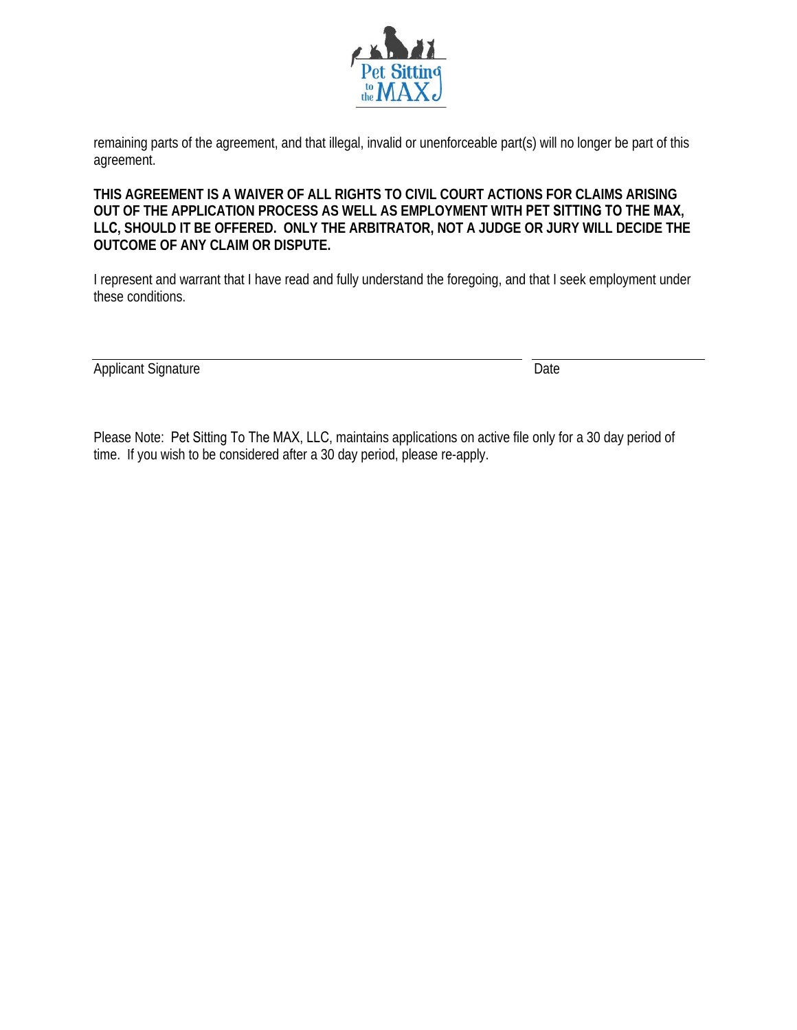remaining parts of the agreement, and that illegal, invalid or unenforceable part(s) will no longer be part of this agreement.

**THIS AGREEMENT IS A WAIVER OF ALL RIGHTS TO CIVIL COURT ACTIONS FOR CLAIMS ARISING OUT OF THE APPLICATION PROCESS AS WELL AS EMPLOYMENT WITH PET SITTING TO THE MAX, LLC, SHOULD IT BE OFFERED. ONLY THE ARBITRATOR, NOT A JUDGE OR JURY WILL DECIDE THE OUTCOME OF ANY CLAIM OR DISPUTE.**

I represent and warrant that I have read and fully understand the foregoing, and that I seek employment under these conditions.

\_\_\_\_\_\_\_\_\_\_\_\_\_\_\_\_\_\_\_\_\_\_\_\_\_\_\_\_\_\_\_\_\_\_\_\_\_\_\_\_\_\_\_\_ \_\_\_\_\_\_\_\_\_\_\_\_\_\_\_\_\_\_\_\_

Applicant Signature Date

Please Note: Pet Sitting To The MAX, LLC, maintains applications on active file only for a 30 day period of time. If you wish to be considered after a 30 day period, please re-apply.